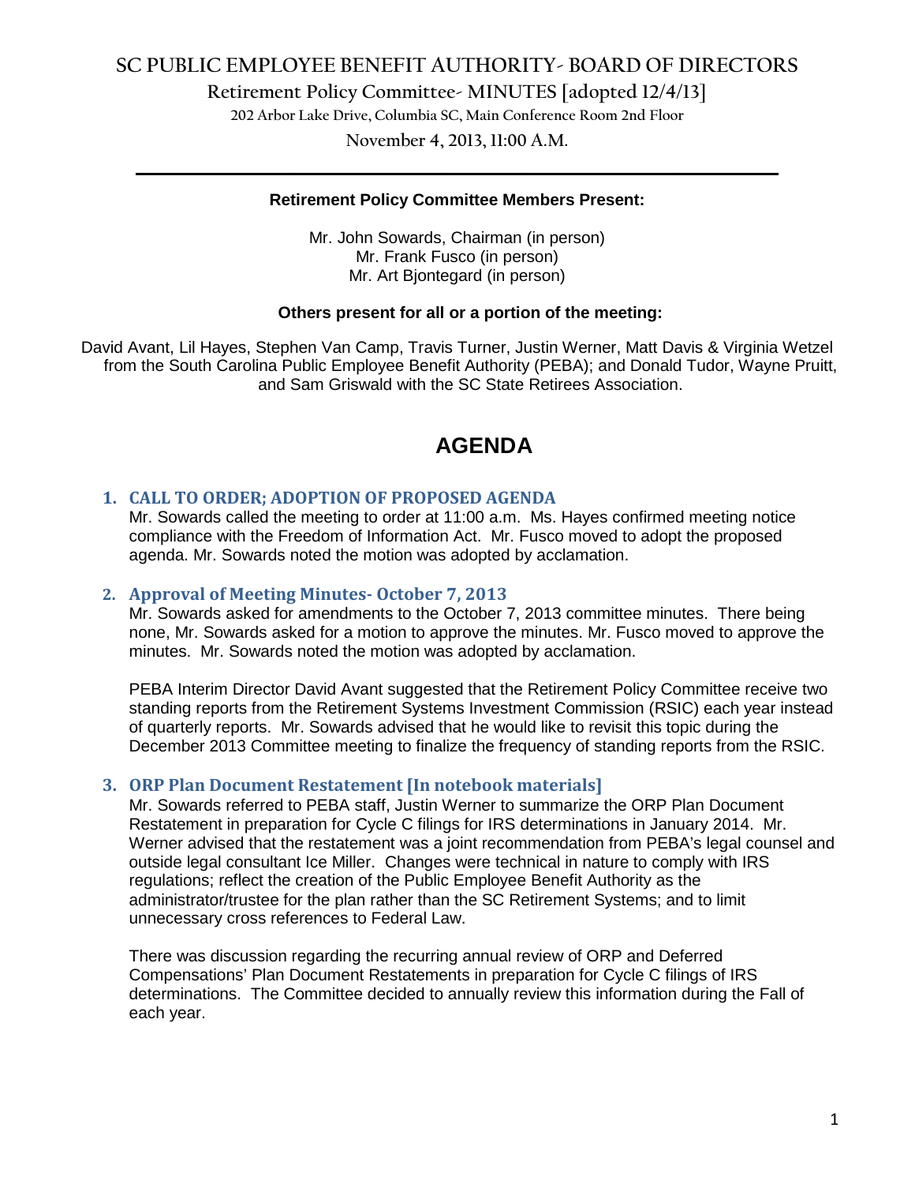# SC PUBLIC EMPLOYEE BENEFIT AUTHORITY- BOARD OF DIRECTORS

## Retirement Policy Committee- MINUTES [adopted 12/4/13]

**202 Arbor Lake Drive, Columbia SC, Main Conference Room 2nd Floor**

**November 4, 2013, 11:00 A.M.**

---

**Retirement Policy Committee Members Present:**

Mr. John Sowards, Chairman (in person)
Mr. Frank Fusco (in person)
Mr. Art Bjontegard (in person)

**Others present for all or a portion of the meeting:**

David Avant, Lil Hayes, Stephen Van Camp, Travis Turner, Justin Werner, Matt Davis & Virginia Wetzel from the South Carolina Public Employee Benefit Authority (PEBA); and Donald Tudor, Wayne Pruitt, and Sam Griswald with the SC State Retirees Association.

# AGENDA

### 1. CALL TO ORDER; ADOPTION OF PROPOSED AGENDA

Mr. Sowards called the meeting to order at 11:00 a.m. Ms. Hayes confirmed meeting notice compliance with the Freedom of Information Act. Mr. Fusco moved to adopt the proposed agenda. Mr. Sowards noted the motion was adopted by acclamation.

### 2. Approval of Meeting Minutes- October 7, 2013

Mr. Sowards asked for amendments to the October 7, 2013 committee minutes. There being none, Mr. Sowards asked for a motion to approve the minutes. Mr. Fusco moved to approve the minutes. Mr. Sowards noted the motion was adopted by acclamation.

PEBA Interim Director David Avant suggested that the Retirement Policy Committee receive two standing reports from the Retirement Systems Investment Commission (RSIC) each year instead of quarterly reports. Mr. Sowards advised that he would like to revisit this topic during the December 2013 Committee meeting to finalize the frequency of standing reports from the RSIC.

### 3. ORP Plan Document Restatement [In notebook materials]

Mr. Sowards referred to PEBA staff, Justin Werner to summarize the ORP Plan Document Restatement in preparation for Cycle C filings for IRS determinations in January 2014. Mr. Werner advised that the restatement was a joint recommendation from PEBA's legal counsel and outside legal consultant Ice Miller. Changes were technical in nature to comply with IRS regulations; reflect the creation of the Public Employee Benefit Authority as the administrator/trustee for the plan rather than the SC Retirement Systems; and to limit unnecessary cross references to Federal Law.

There was discussion regarding the recurring annual review of ORP and Deferred Compensations' Plan Document Restatements in preparation for Cycle C filings of IRS determinations. The Committee decided to annually review this information during the Fall of each year.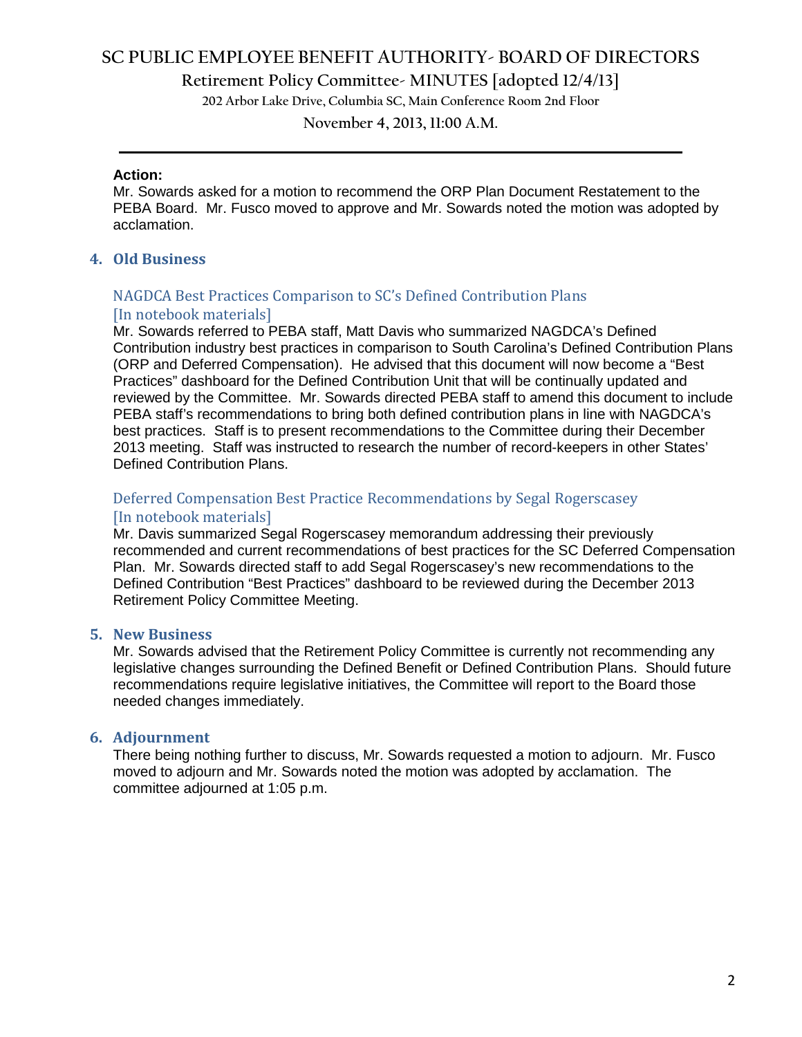**Action:**
Mr. Sowards asked for a motion to recommend the ORP Plan Document Restatement to the PEBA Board. Mr. Fusco moved to approve and Mr. Sowards noted the motion was adopted by acclamation.

## 4. Old Business

### NAGDCA Best Practices Comparison to SC's Defined Contribution Plans [In notebook materials]

Mr. Sowards referred to PEBA staff, Matt Davis who summarized NAGDCA's Defined Contribution industry best practices in comparison to South Carolina's Defined Contribution Plans (ORP and Deferred Compensation). He advised that this document will now become a "Best Practices" dashboard for the Defined Contribution Unit that will be continually updated and reviewed by the Committee. Mr. Sowards directed PEBA staff to amend this document to include PEBA staff's recommendations to bring both defined contribution plans in line with NAGDCA's best practices. Staff is to present recommendations to the Committee during their December 2013 meeting. Staff was instructed to research the number of record-keepers in other States' Defined Contribution Plans.

### Deferred Compensation Best Practice Recommendations by Segal Rogerscasey [In notebook materials]

Mr. Davis summarized Segal Rogerscasey memorandum addressing their previously recommended and current recommendations of best practices for the SC Deferred Compensation Plan. Mr. Sowards directed staff to add Segal Rogerscasey's new recommendations to the Defined Contribution "Best Practices" dashboard to be reviewed during the December 2013 Retirement Policy Committee Meeting.

## 5. New Business

Mr. Sowards advised that the Retirement Policy Committee is currently not recommending any legislative changes surrounding the Defined Benefit or Defined Contribution Plans. Should future recommendations require legislative initiatives, the Committee will report to the Board those needed changes immediately.

## 6. Adjournment

There being nothing further to discuss, Mr. Sowards requested a motion to adjourn. Mr. Fusco moved to adjourn and Mr. Sowards noted the motion was adopted by acclamation. The committee adjourned at 1:05 p.m.